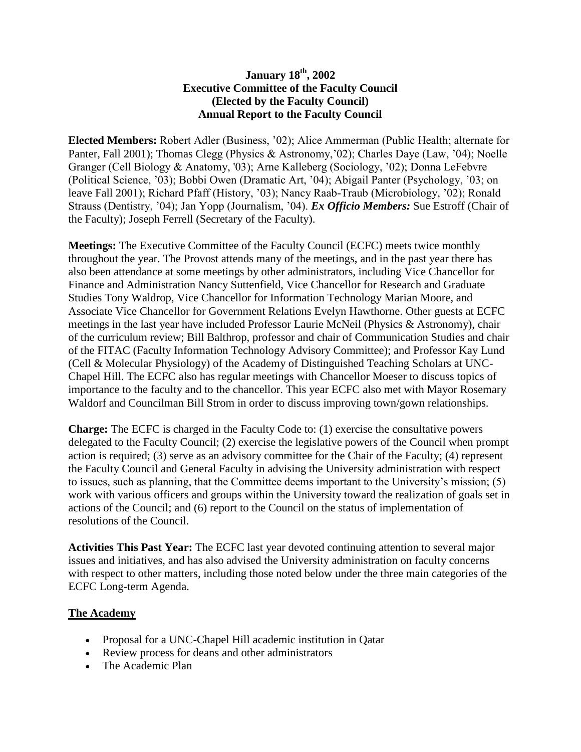**January 18th, 2002**
**Executive Committee of the Faculty Council**
**(Elected by the Faculty Council)**
**Annual Report to the Faculty Council**

**Elected Members:** Robert Adler (Business, '02); Alice Ammerman (Public Health; alternate for Panter, Fall 2001); Thomas Clegg (Physics & Astronomy,'02); Charles Daye (Law, '04); Noelle Granger (Cell Biology & Anatomy, '03); Arne Kalleberg (Sociology, '02); Donna LeFebvre (Political Science, '03); Bobbi Owen (Dramatic Art, '04); Abigail Panter (Psychology, '03; on leave Fall 2001); Richard Pfaff (History, '03); Nancy Raab-Traub (Microbiology, '02); Ronald Strauss (Dentistry, '04); Jan Yopp (Journalism, '04). ***Ex Officio Members:*** Sue Estroff (Chair of the Faculty); Joseph Ferrell (Secretary of the Faculty).

**Meetings:** The Executive Committee of the Faculty Council (ECFC) meets twice monthly throughout the year. The Provost attends many of the meetings, and in the past year there has also been attendance at some meetings by other administrators, including Vice Chancellor for Finance and Administration Nancy Suttenfield, Vice Chancellor for Research and Graduate Studies Tony Waldrop, Vice Chancellor for Information Technology Marian Moore, and Associate Vice Chancellor for Government Relations Evelyn Hawthorne. Other guests at ECFC meetings in the last year have included Professor Laurie McNeil (Physics & Astronomy), chair of the curriculum review; Bill Balthrop, professor and chair of Communication Studies and chair of the FITAC (Faculty Information Technology Advisory Committee); and Professor Kay Lund (Cell & Molecular Physiology) of the Academy of Distinguished Teaching Scholars at UNC-Chapel Hill. The ECFC also has regular meetings with Chancellor Moeser to discuss topics of importance to the faculty and to the chancellor. This year ECFC also met with Mayor Rosemary Waldorf and Councilman Bill Strom in order to discuss improving town/gown relationships.

**Charge:** The ECFC is charged in the Faculty Code to: (1) exercise the consultative powers delegated to the Faculty Council; (2) exercise the legislative powers of the Council when prompt action is required; (3) serve as an advisory committee for the Chair of the Faculty; (4) represent the Faculty Council and General Faculty in advising the University administration with respect to issues, such as planning, that the Committee deems important to the University's mission; (5) work with various officers and groups within the University toward the realization of goals set in actions of the Council; and (6) report to the Council on the status of implementation of resolutions of the Council.

**Activities This Past Year:** The ECFC last year devoted continuing attention to several major issues and initiatives, and has also advised the University administration on faculty concerns with respect to other matters, including those noted below under the three main categories of the ECFC Long-term Agenda.

## The Academy

- Proposal for a UNC-Chapel Hill academic institution in Qatar
- Review process for deans and other administrators
- The Academic Plan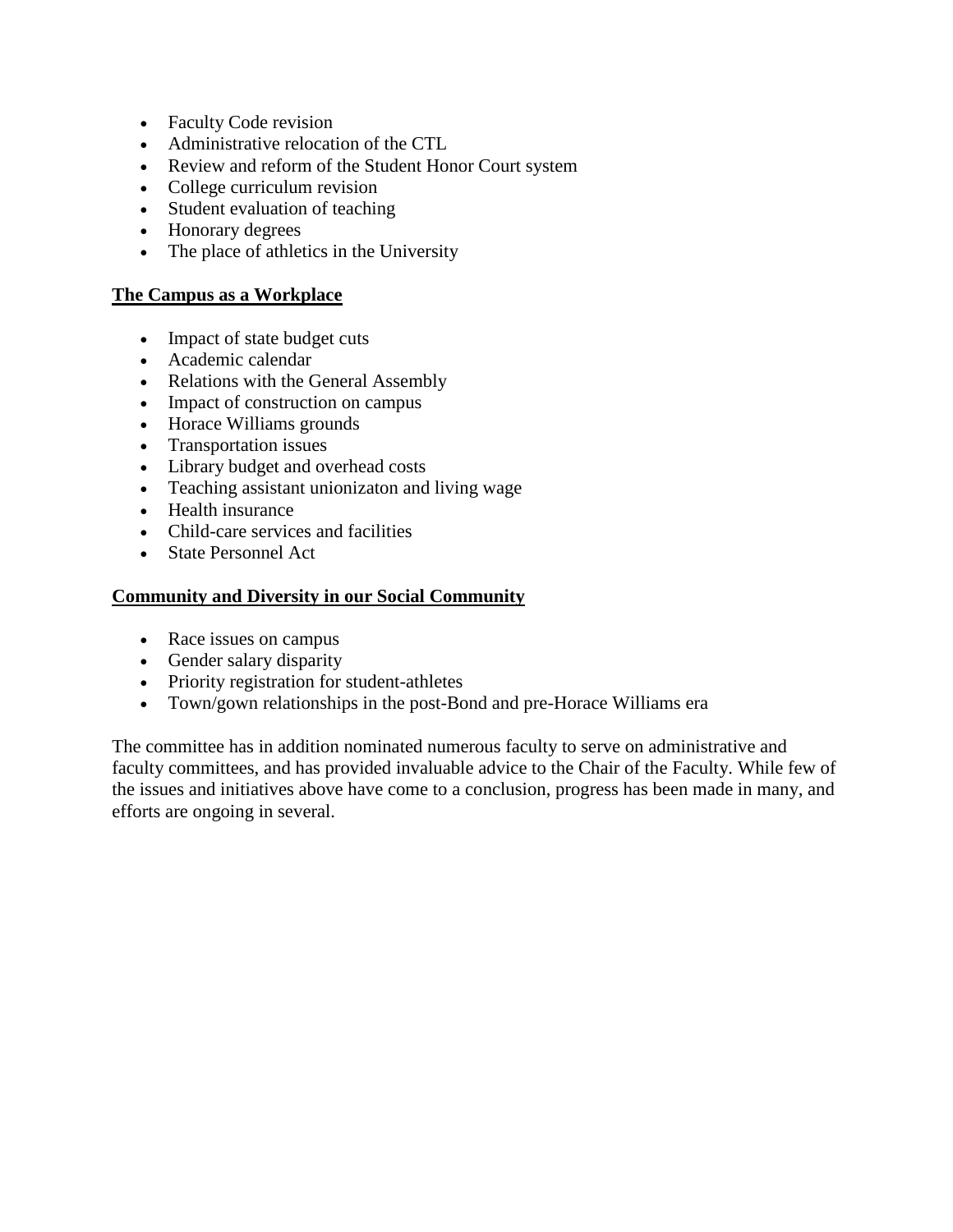- Faculty Code revision
- Administrative relocation of the CTL
- Review and reform of the Student Honor Court system
- College curriculum revision
- Student evaluation of teaching
- Honorary degrees
- The place of athletics in the University

**The Campus as a Workplace**

- Impact of state budget cuts
- Academic calendar
- Relations with the General Assembly
- Impact of construction on campus
- Horace Williams grounds
- Transportation issues
- Library budget and overhead costs
- Teaching assistant unionizaton and living wage
- Health insurance
- Child-care services and facilities
- State Personnel Act

**Community and Diversity in our Social Community**

- Race issues on campus
- Gender salary disparity
- Priority registration for student-athletes
- Town/gown relationships in the post-Bond and pre-Horace Williams era

The committee has in addition nominated numerous faculty to serve on administrative and faculty committees, and has provided invaluable advice to the Chair of the Faculty. While few of the issues and initiatives above have come to a conclusion, progress has been made in many, and efforts are ongoing in several.